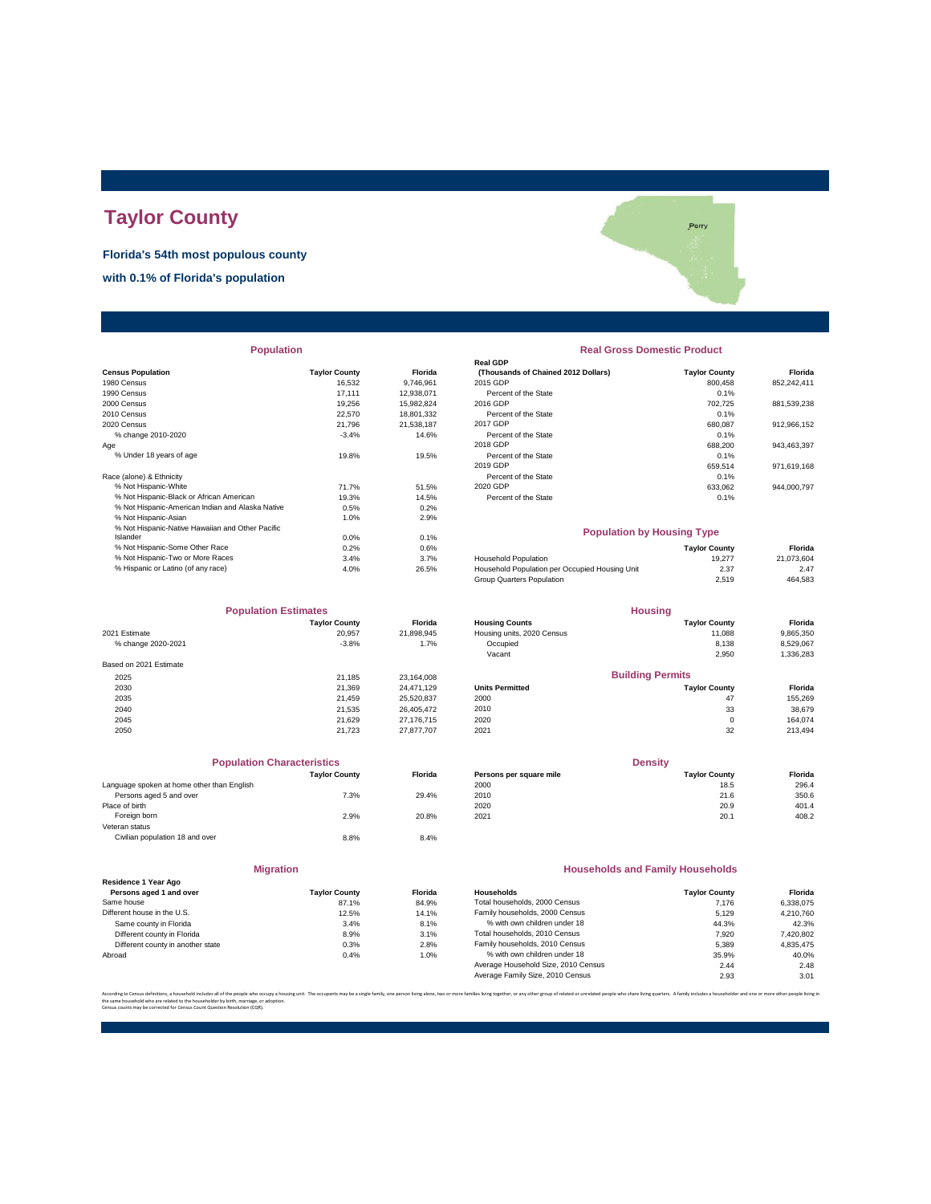# Taylor County

**Florida's 54th most populous county**

**with 0.1% of Florida's population**

## Population

| Census Population | Taylor County | Florida |
|---|---|---|
| 1980 Census | 16,532 | 9,746,961 |
| 1990 Census | 17,111 | 12,938,071 |
| 2000 Census | 19,256 | 15,982,824 |
| 2010 Census | 22,570 | 18,801,332 |
| 2020 Census | 21,796 | 21,538,187 |
| % change 2010-2020 | -3.4% | 14.6% |
| Age | | |
| % Under 18 years of age | 19.8% | 19.5% |
| Race (alone) & Ethnicity | | |
| % Not Hispanic-White | 71.7% | 51.5% |
| % Not Hispanic-Black or African American | 19.3% | 14.5% |
| % Not Hispanic-American Indian and Alaska Native | 0.5% | 0.2% |
| % Not Hispanic-Asian | 1.0% | 2.9% |
| % Not Hispanic-Native Hawaiian and Other Pacific Islander | 0.0% | 0.1% |
| % Not Hispanic-Some Other Race | 0.2% | 0.6% |
| % Not Hispanic-Two or More Races | 3.4% | 3.7% |
| % Hispanic or Latino (of any race) | 4.0% | 26.5% |

## Real Gross Domestic Product

| Real GDP (Thousands of Chained 2012 Dollars) | Taylor County | Florida |
|---|---|---|
| 2015 GDP | 800,458 | 852,242,411 |
| Percent of the State | 0.1% | |
| 2016 GDP | 702,725 | 881,539,238 |
| Percent of the State | 0.1% | |
| 2017 GDP | 680,087 | 912,966,152 |
| Percent of the State | 0.1% | |
| 2018 GDP | 688,200 | 943,463,397 |
| Percent of the State | 0.1% | |
| 2019 GDP | 659,514 | 971,619,168 |
| Percent of the State | 0.1% | |
| 2020 GDP | 633,062 | 944,000,797 |
| Percent of the State | 0.1% | |

## Population by Housing Type

| | Taylor County | Florida |
|---|---|---|
| Household Population | 19,277 | 21,073,604 |
| Household Population per Occupied Housing Unit | 2.37 | 2.47 |
| Group Quarters Population | 2,519 | 464,583 |

## Population Estimates

| | Taylor County | Florida |
|---|---|---|
| 2021 Estimate | 20,957 | 21,898,945 |
| % change 2020-2021 | -3.8% | 1.7% |
| Based on 2021 Estimate | | |
| 2025 | 21,185 | 23,164,008 |
| 2030 | 21,369 | 24,471,129 |
| 2035 | 21,459 | 25,520,837 |
| 2040 | 21,535 | 26,405,472 |
| 2045 | 21,629 | 27,176,715 |
| 2050 | 21,723 | 27,877,707 |

## Housing

| Housing Counts | Taylor County | Florida |
|---|---|---|
| Housing units, 2020 Census | 11,088 | 9,865,350 |
| Occupied | 8,138 | 8,529,067 |
| Vacant | 2,950 | 1,336,283 |

## Building Permits

| Units Permitted | Taylor County | Florida |
|---|---|---|
| 2000 | 47 | 155,269 |
| 2010 | 33 | 38,679 |
| 2020 | 0 | 164,074 |
| 2021 | 32 | 213,494 |

## Population Characteristics

| | Taylor County | Florida |
|---|---|---|
| Language spoken at home other than English | | |
| Persons aged 5 and over | 7.3% | 29.4% |
| Place of birth | | |
| Foreign born | 2.9% | 20.8% |
| Veteran status | | |
| Civilian population 18 and over | 8.8% | 8.4% |

## Density

| Persons per square mile | Taylor County | Florida |
|---|---|---|
| 2000 | 18.5 | 296.4 |
| 2010 | 21.6 | 350.6 |
| 2020 | 20.9 | 401.4 |
| 2021 | 20.1 | 408.2 |

## Migration

| Residence 1 Year Ago Persons aged 1 and over | Taylor County | Florida |
|---|---|---|
| Same house | 87.1% | 84.9% |
| Different house in the U.S. | 12.5% | 14.1% |
| Same county in Florida | 3.4% | 8.1% |
| Different county in Florida | 8.9% | 3.1% |
| Different county in another state | 0.3% | 2.8% |
| Abroad | 0.4% | 1.0% |

## Households and Family Households

| Households | Taylor County | Florida |
|---|---|---|
| Total households, 2000 Census | 7,176 | 6,338,075 |
| Family households, 2000 Census | 5,129 | 4,210,760 |
| % with own children under 18 | 44.3% | 42.3% |
| Total households, 2010 Census | 7,920 | 7,420,802 |
| Family households, 2010 Census | 5,389 | 4,835,475 |
| % with own children under 18 | 35.9% | 40.0% |
| Average Household Size, 2010 Census | 2.44 | 2.48 |
| Average Family Size, 2010 Census | 2.93 | 3.01 |

According to Census definitions, a household includes all of the people who occupy a housing unit. The occupants may be a single family, one person living alone, two or more families living together, or any other group of related or unrelated people who share living quarters. A family includes a householder and one or more other people living in the same household who are related to the householder by birth, marriage, or adoption.
Census counts may be corrected for Census Count Question Resolution (CQR).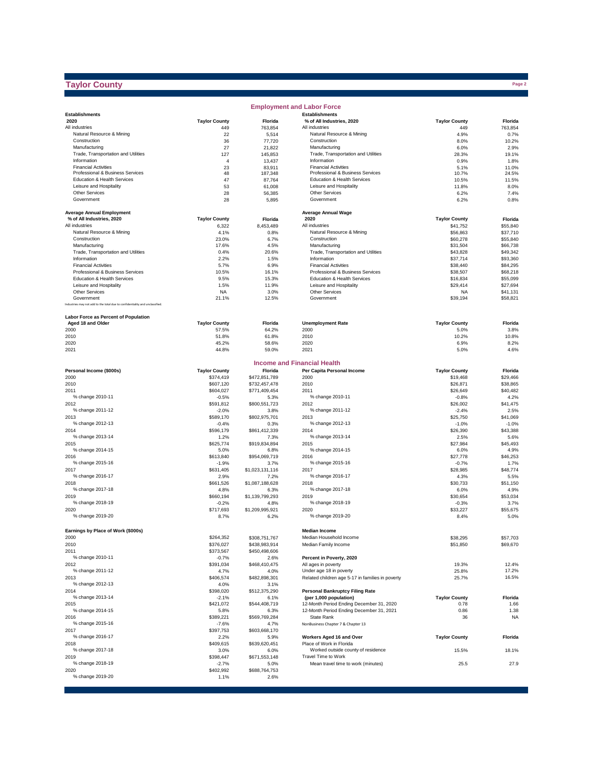# Taylor County

## Employment and Labor Force

| Establishments 2020 | Taylor County | Florida |
|---|---|---|
| All industries | 449 | 763,854 |
| Natural Resource & Mining | 22 | 5,514 |
| Construction | 36 | 77,720 |
| Manufacturing | 27 | 21,822 |
| Trade, Transportation and Utilities | 127 | 145,853 |
| Information | 4 | 13,437 |
| Financial Activities | 23 | 83,911 |
| Professional & Business Services | 48 | 187,348 |
| Education & Health Services | 47 | 87,764 |
| Leisure and Hospitality | 53 | 61,008 |
| Other Services | 28 | 56,385 |
| Government | 28 | 5,895 |

| Establishments % of All Industries, 2020 | Taylor County | Florida |
|---|---|---|
| All industries | 449 | 763,854 |
| Natural Resource & Mining | 4.9% | 0.7% |
| Construction | 8.0% | 10.2% |
| Manufacturing | 6.0% | 2.9% |
| Trade, Transportation and Utilities | 28.3% | 19.1% |
| Information | 0.9% | 1.8% |
| Financial Activities | 5.1% | 11.0% |
| Professional & Business Services | 10.7% | 24.5% |
| Education & Health Services | 10.5% | 11.5% |
| Leisure and Hospitality | 11.8% | 8.0% |
| Other Services | 6.2% | 7.4% |
| Government | 6.2% | 0.8% |

| Average Annual Employment % of All Industries, 2020 | Taylor County | Florida |
|---|---|---|
| All industries | 6,322 | 8,453,489 |
| Natural Resource & Mining | 4.1% | 0.8% |
| Construction | 23.0% | 6.7% |
| Manufacturing | 17.6% | 4.5% |
| Trade, Transportation and Utilities | 0.4% | 20.6% |
| Information | 2.2% | 1.5% |
| Financial Activities | 5.7% | 6.9% |
| Professional & Business Services | 10.5% | 16.1% |
| Education & Health Services | 9.5% | 15.3% |
| Leisure and Hospitality | 1.5% | 11.9% |
| Other Services | NA | 3.0% |
| Government | 21.1% | 12.5% |

Industries may not add to the total due to confidentiality and unclassified.

| Average Annual Wage 2020 | Taylor County | Florida |
|---|---|---|
| All industries | $41,752 | $55,840 |
| Natural Resource & Mining | $56,863 | $37,710 |
| Construction | $60,278 | $55,840 |
| Manufacturing | $31,504 | $66,738 |
| Trade, Transportation and Utilities | $43,828 | $49,342 |
| Information | $37,714 | $93,360 |
| Financial Activities | $38,440 | $84,295 |
| Professional & Business Services | $38,507 | $68,218 |
| Education & Health Services | $16,834 | $55,099 |
| Leisure and Hospitality | $29,414 | $27,694 |
| Other Services | NA | $41,131 |
| Government | $39,194 | $58,821 |

| Labor Force as Percent of Population Aged 18 and Older | Taylor County | Florida |
|---|---|---|
| 2000 | 57.5% | 64.2% |
| 2010 | 51.8% | 61.8% |
| 2020 | 45.2% | 58.6% |
| 2021 | 44.8% | 59.0% |

| Unemployment Rate | Taylor County | Florida |
|---|---|---|
| 2000 | 5.0% | 3.8% |
| 2010 | 10.2% | 10.8% |
| 2020 | 6.9% | 8.2% |
| 2021 | 5.0% | 4.6% |

## Income and Financial Health

| Personal Income ($000s) | Taylor County | Florida |
|---|---|---|
| 2000 | $374,419 | $472,851,789 |
| 2010 | $607,120 | $732,457,478 |
| 2011 | $604,027 | $771,409,454 |
| % change 2010-11 | -0.5% | 5.3% |
| 2012 | $591,812 | $800,551,723 |
| % change 2011-12 | -2.0% | 3.8% |
| 2013 | $589,170 | $802,975,701 |
| % change 2012-13 | -0.4% | 0.3% |
| 2014 | $596,179 | $861,412,339 |
| % change 2013-14 | 1.2% | 7.3% |
| 2015 | $625,774 | $919,834,894 |
| % change 2014-15 | 5.0% | 6.8% |
| 2016 | $613,840 | $954,069,719 |
| % change 2015-16 | -1.9% | 3.7% |
| 2017 | $631,405 | $1,023,131,116 |
| % change 2016-17 | 2.9% | 7.2% |
| 2018 | $661,526 | $1,087,188,628 |
| % change 2017-18 | 4.8% | 6.3% |
| 2019 | $660,194 | $1,139,799,293 |
| % change 2018-19 | -0.2% | 4.8% |
| 2020 | $717,693 | $1,209,995,921 |
| % change 2019-20 | 8.7% | 6.2% |

| Per Capita Personal Income | Taylor County | Florida |
|---|---|---|
| 2000 | $19,468 | $29,466 |
| 2010 | $26,871 | $38,865 |
| 2011 | $26,649 | $40,482 |
| % change 2010-11 | -0.8% | 4.2% |
| 2012 | $26,002 | $41,475 |
| % change 2011-12 | -2.4% | 2.5% |
| 2013 | $25,750 | $41,069 |
| % change 2012-13 | -1.0% | -1.0% |
| 2014 | $26,390 | $43,388 |
| % change 2013-14 | 2.5% | 5.6% |
| 2015 | $27,984 | $45,493 |
| % change 2014-15 | 6.0% | 4.9% |
| 2016 | $27,778 | $46,253 |
| % change 2015-16 | -0.7% | 1.7% |
| 2017 | $28,985 | $48,774 |
| % change 2016-17 | 4.3% | 5.5% |
| 2018 | $30,733 | $51,150 |
| % change 2017-18 | 6.0% | 4.9% |
| 2019 | $30,654 | $53,034 |
| % change 2018-19 | -0.3% | 3.7% |
| 2020 | $33,227 | $55,675 |
| % change 2019-20 | 8.4% | 5.0% |

| Earnings by Place of Work ($000s) | Taylor County | Florida |
|---|---|---|
| 2000 | $264,352 | $308,751,767 |
| 2010 | $376,027 | $438,983,914 |
| 2011 | $373,567 | $450,498,606 |
| % change 2010-11 | -0.7% | 2.6% |
| 2012 | $391,034 | $468,410,475 |
| % change 2011-12 | 4.7% | 4.0% |
| 2013 | $406,574 | $482,898,301 |
| % change 2012-13 | 4.0% | 3.1% |
| 2014 | $398,020 | $512,375,290 |
| % change 2013-14 | -2.1% | 6.1% |
| 2015 | $421,072 | $544,408,719 |
| % change 2014-15 | 5.8% | 6.3% |
| 2016 | $389,221 | $569,769,284 |
| % change 2015-16 | -7.6% | 4.7% |
| 2017 | $397,753 | $603,668,170 |
| % change 2016-17 | 2.2% | 5.9% |
| 2018 | $409,615 | $639,620,451 |
| % change 2017-18 | 3.0% | 6.0% |
| 2019 | $398,447 | $671,553,148 |
| % change 2018-19 | -2.7% | 5.0% |
| 2020 | $402,992 | $688,764,753 |
| % change 2019-20 | 1.1% | 2.6% |

| Median Income | Taylor County | Florida |
|---|---|---|
| Median Household Income | $38,295 | $57,703 |
| Median Family Income | $51,850 | $69,670 |

| Percent in Poverty, 2020 | Taylor County | Florida |
|---|---|---|
| All ages in poverty | 19.3% | 12.4% |
| Under age 18 in poverty | 25.8% | 17.2% |
| Related children age 5-17 in families in poverty | 25.7% | 16.5% |

| Personal Bankruptcy Filing Rate (per 1,000 population) | Taylor County | Florida |
|---|---|---|
| 12-Month Period Ending December 31, 2020 | 0.78 | 1.66 |
| 12-Month Period Ending December 31, 2021 | 0.86 | 1.38 |
| State Rank | 36 | NA |

NonBusiness Chapter 7 & Chapter 13

| Workers Aged 16 and Over | Taylor County | Florida |
|---|---|---|
| Place of Work in Florida | | |
| Worked outside county of residence | 15.5% | 18.1% |
| Travel Time to Work | | |
| Mean travel time to work (minutes) | 25.5 | 27.9 |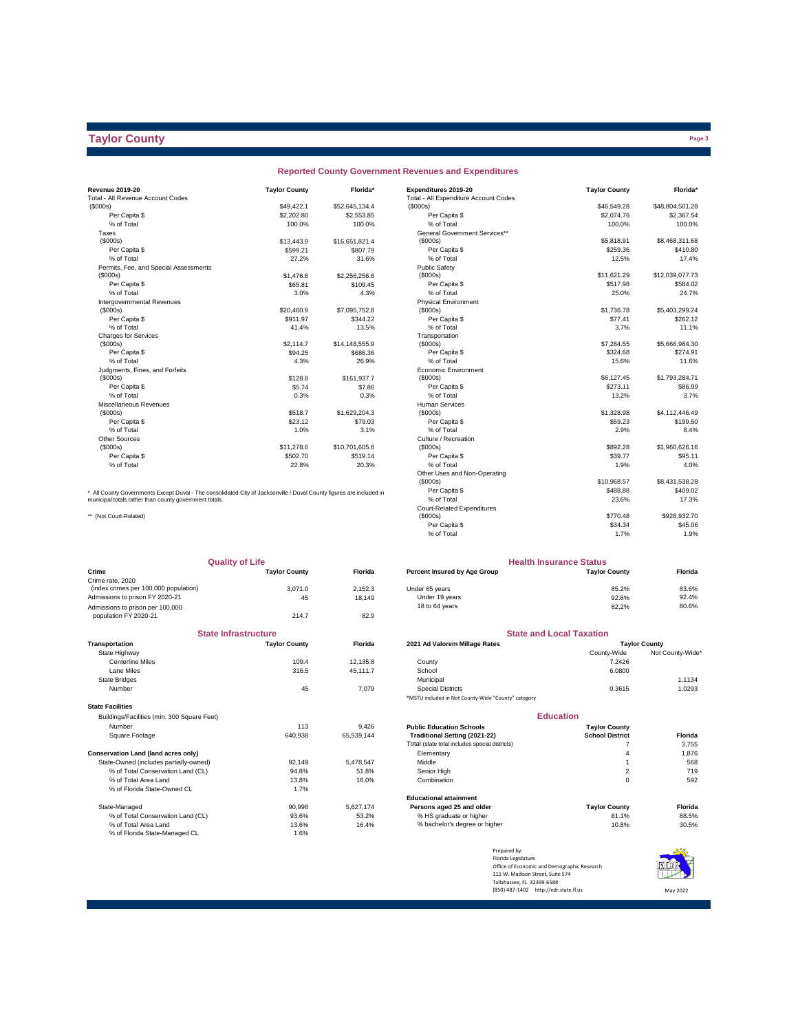# Taylor County

## Reported County Government Revenues and Expenditures

| Revenue 2019-20 | Taylor County | Florida* |
|---|---|---|
| Total - All Revenue Account Codes | | |
| ($000s) | $49,422.1 | $52,645,134.4 |
| Per Capita $ | $2,202.80 | $2,553.85 |
| % of Total | 100.0% | 100.0% |
| Taxes | | |
| ($000s) | $13,443.9 | $16,651,821.4 |
| Per Capita $ | $599.21 | $807.79 |
| % of Total | 27.2% | 31.6% |
| Permits, Fee, and Special Assessments | | |
| ($000s) | $1,476.6 | $2,256,256.6 |
| Per Capita $ | $65.81 | $109.45 |
| % of Total | 3.0% | 4.3% |
| Intergovernmental Revenues | | |
| ($000s) | $20,460.9 | $7,095,752.8 |
| Per Capita $ | $911.97 | $344.22 |
| % of Total | 41.4% | 13.5% |
| Charges for Services | | |
| ($000s) | $2,114.7 | $14,148,555.9 |
| Per Capita $ | $94.25 | $686.36 |
| % of Total | 4.3% | 26.9% |
| Judgments, Fines, and Forfeits | | |
| ($000s) | $128.8 | $161,937.7 |
| Per Capita $ | $5.74 | $7.86 |
| % of Total | 0.3% | 0.3% |
| Miscellaneous Revenues | | |
| ($000s) | $518.7 | $1,629,204.3 |
| Per Capita $ | $23.12 | $79.03 |
| % of Total | 1.0% | 3.1% |
| Other Sources | | |
| ($000s) | $11,278.6 | $10,701,605.8 |
| Per Capita $ | $502.70 | $519.14 |
| % of Total | 22.8% | 20.3% |

\* All County Governments Except Duval - The consolidated City of Jacksonville / Duval County figures are included in municipal totals rather than county government totals.

\*\* (Not Court-Related)

| Expenditures 2019-20 | Taylor County | Florida* |
|---|---|---|
| Total - All Expenditure Account Codes | | |
| ($000s) | $46,549.28 | $48,804,501.28 |
| Per Capita $ | $2,074.76 | $2,367.54 |
| % of Total | 100.0% | 100.0% |
| General Government Services** | | |
| ($000s) | $5,818.91 | $8,468,311.68 |
| Per Capita $ | $259.36 | $410.80 |
| % of Total | 12.5% | 17.4% |
| Public Safety | | |
| ($000s) | $11,621.29 | $12,039,077.73 |
| Per Capita $ | $517.98 | $584.02 |
| % of Total | 25.0% | 24.7% |
| Physical Environment | | |
| ($000s) | $1,736.78 | $5,403,299.24 |
| Per Capita $ | $77.41 | $262.12 |
| % of Total | 3.7% | 11.1% |
| Transportation | | |
| ($000s) | $7,284.55 | $5,666,984.30 |
| Per Capita $ | $324.68 | $274.91 |
| % of Total | 15.6% | 11.6% |
| Economic Environment | | |
| ($000s) | $6,127.45 | $1,793,284.71 |
| Per Capita $ | $273.11 | $86.99 |
| % of Total | 13.2% | 3.7% |
| Human Services | | |
| ($000s) | $1,328.98 | $4,112,446.49 |
| Per Capita $ | $59.23 | $199.50 |
| % of Total | 2.9% | 8.4% |
| Culture / Recreation | | |
| ($000s) | $892.28 | $1,960,626.16 |
| Per Capita $ | $39.77 | $95.11 |
| % of Total | 1.9% | 4.0% |
| Other Uses and Non-Operating | | |
| ($000s) | $10,968.57 | $8,431,538.28 |
| Per Capita $ | $488.88 | $409.02 |
| % of Total | 23.6% | 17.3% |
| Court-Related Expenditures | | |
| ($000s) | $770.48 | $928,932.70 |
| Per Capita $ | $34.34 | $45.06 |
| % of Total | 1.7% | 1.9% |

## Quality of Life

| Crime | Taylor County | Florida |
|---|---|---|
| Crime rate, 2020 (index crimes per 100,000 population) | 3,071.0 | 2,152.3 |
| Admissions to prison FY 2020-21 | 45 | 18,149 |
| Admissions to prison per 100,000 population FY 2020-21 | 214.7 | 82.9 |

## Health Insurance Status

| Percent Insured by Age Group | Taylor County | Florida |
|---|---|---|
| Under 65 years | 85.2% | 83.6% |
| Under 19 years | 92.6% | 92.4% |
| 18 to 64 years | 82.2% | 80.6% |

## State Infrastructure

| Transportation | Taylor County | Florida |
|---|---|---|
| State Highway | | |
| Centerline Miles | 109.4 | 12,135.8 |
| Lane Miles | 316.5 | 45,111.7 |
| State Bridges | | |
| Number | 45 | 7,079 |

| State Facilities | Taylor County | Florida |
|---|---|---|
| Buildings/Facilities (min. 300 Square Feet) | | |
| Number | 113 | 9,426 |
| Square Footage | 640,938 | 65,539,144 |

| Conservation Land (land acres only) | Taylor County | Florida |
|---|---|---|
| State-Owned (includes partially-owned) | 92,149 | 5,478,547 |
| % of Total Conservation Land (CL) | 94.8% | 51.8% |
| % of Total Area Land | 13.8% | 16.0% |
| % of Florida State-Owned CL | 1.7% | |
| State-Managed | 90,998 | 5,627,174 |
| % of Total Conservation Land (CL) | 93.6% | 53.2% |
| % of Total Area Land | 13.6% | 16.4% |
| % of Florida State-Managed CL | 1.6% | |

## State and Local Taxation

| 2021 Ad Valorem Millage Rates | Taylor County County-Wide | Taylor County Not County-Wide* |
|---|---|---|
| County | 7.2426 | |
| School | 6.0800 | |
| Municipal | | 1.1134 |
| Special Districts | 0.3615 | 1.0293 |

\*MSTU included in Not County-Wide "County" category

## Education

| Public Education Schools Traditional Setting (2021-22) | Taylor County School District | Florida |
|---|---|---|
| Total (state total includes special districts) | 7 | 3,755 |
| Elementary | 4 | 1,876 |
| Middle | 1 | 568 |
| Senior High | 2 | 719 |
| Combination | 0 | 592 |

| Educational attainment Persons aged 25 and older | Taylor County | Florida |
|---|---|---|
| % HS graduate or higher | 81.1% | 88.5% |
| % bachelor's degree or higher | 10.8% | 30.5% |

Prepared by:
Florida Legislature
Office of Economic and Demographic Research
111 W. Madison Street, Suite 574
Tallahassee, FL 32399-6588
(850) 487-1402 http://edr.state.fl.us

May 2022